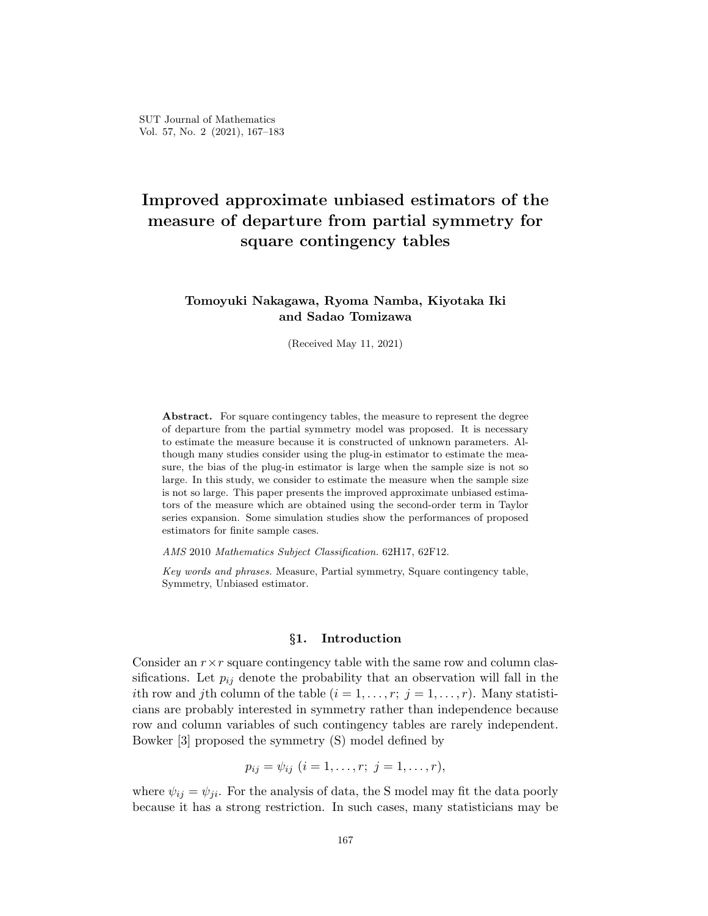# Improved approximate unbiased estimators of the measure of departure from partial symmetry for square contingency tables

**Tomoyuki Nakagawa, Ryoma Namba, Kiyotaka Iki and Sadao Tomizawa**

(Received May 11, 2021)

**Abstract.** For square contingency tables, the measure to represent the degree of departure from the partial symmetry model was proposed. It is necessary to estimate the measure because it is constructed of unknown parameters. Although many studies consider using the plug-in estimator to estimate the measure, the bias of the plug-in estimator is large when the sample size is not so large. In this study, we consider to estimate the measure when the sample size is not so large. This paper presents the improved approximate unbiased estimators of the measure which are obtained using the second-order term in Taylor series expansion. Some simulation studies show the performances of proposed estimators for finite sample cases.

*AMS* 2010 *Mathematics Subject Classification.* 62H17, 62F12.

*Key words and phrases.* Measure, Partial symmetry, Square contingency table, Symmetry, Unbiased estimator.

## §1. Introduction

Consider an $r \times r$ square contingency table with the same row and column classifications. Let $p_{ij}$ denote the probability that an observation will fall in the $i$th row and $j$th column of the table ($i = 1, \ldots, r;\ j = 1, \ldots, r$). Many statisticians are probably interested in symmetry rather than independence because row and column variables of such contingency tables are rarely independent. Bowker [3] proposed the symmetry (S) model defined by

$$p_{ij} = \psi_{ij} \ (i = 1, \ldots, r;\ j = 1, \ldots, r),$$

where $\psi_{ij} = \psi_{ji}$. For the analysis of data, the S model may fit the data poorly because it has a strong restriction. In such cases, many statisticians may be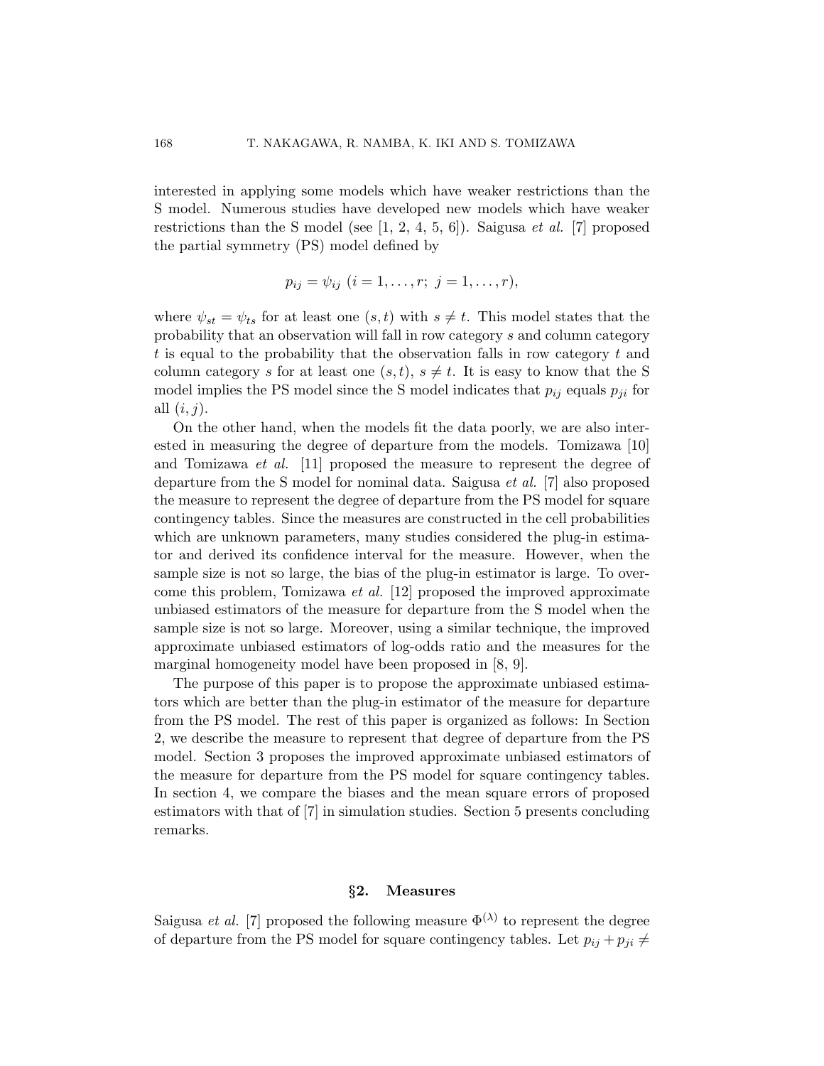interested in applying some models which have weaker restrictions than the S model. Numerous studies have developed new models which have weaker restrictions than the S model (see [1, 2, 4, 5, 6]). Saigusa *et al.* [7] proposed the partial symmetry (PS) model defined by

$$p_{ij} = \psi_{ij} \ (i = 1, \ldots, r; \ j = 1, \ldots, r),$$

where $\psi_{st} = \psi_{ts}$ for at least one $(s, t)$ with $s \neq t$. This model states that the probability that an observation will fall in row category $s$ and column category $t$ is equal to the probability that the observation falls in row category $t$ and column category $s$ for at least one $(s, t)$, $s \neq t$. It is easy to know that the S model implies the PS model since the S model indicates that $p_{ij}$ equals $p_{ji}$ for all $(i, j)$.

On the other hand, when the models fit the data poorly, we are also interested in measuring the degree of departure from the models. Tomizawa [10] and Tomizawa *et al.* [11] proposed the measure to represent the degree of departure from the S model for nominal data. Saigusa *et al.* [7] also proposed the measure to represent the degree of departure from the PS model for square contingency tables. Since the measures are constructed in the cell probabilities which are unknown parameters, many studies considered the plug-in estimator and derived its confidence interval for the measure. However, when the sample size is not so large, the bias of the plug-in estimator is large. To overcome this problem, Tomizawa *et al.* [12] proposed the improved approximate unbiased estimators of the measure for departure from the S model when the sample size is not so large. Moreover, using a similar technique, the improved approximate unbiased estimators of log-odds ratio and the measures for the marginal homogeneity model have been proposed in [8, 9].

The purpose of this paper is to propose the approximate unbiased estimators which are better than the plug-in estimator of the measure for departure from the PS model. The rest of this paper is organized as follows: In Section 2, we describe the measure to represent that degree of departure from the PS model. Section 3 proposes the improved approximate unbiased estimators of the measure for departure from the PS model for square contingency tables. In section 4, we compare the biases and the mean square errors of proposed estimators with that of [7] in simulation studies. Section 5 presents concluding remarks.

## §2. Measures

Saigusa *et al.* [7] proposed the following measure $\Phi^{(\lambda)}$ to represent the degree of departure from the PS model for square contingency tables. Let $p_{ij} + p_{ji} \neq$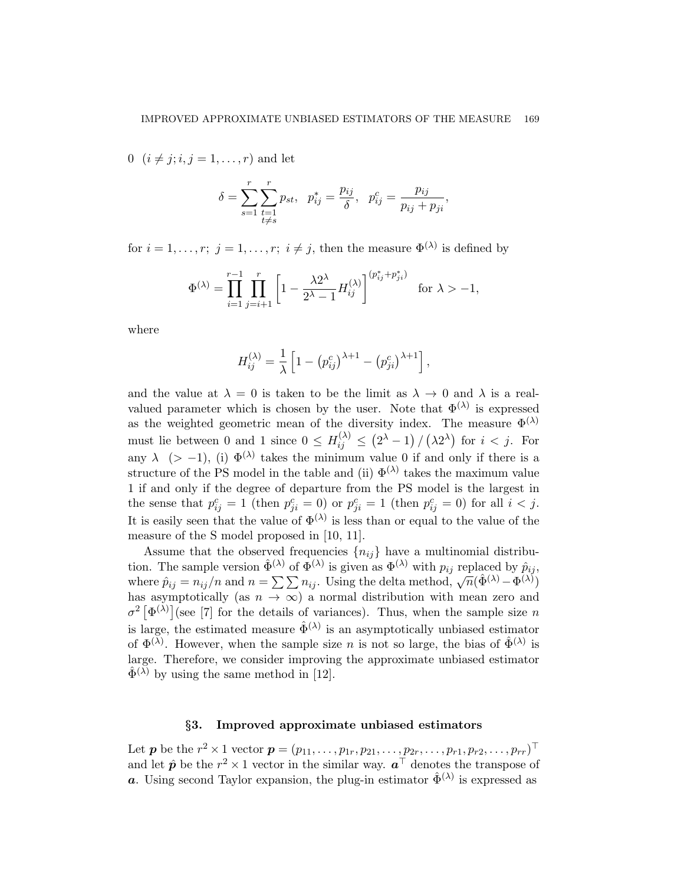$0 \quad (i \neq j; i, j = 1, \ldots, r)$ and let

$$\delta = \sum_{s=1}^{r} \sum_{\substack{t=1 \\ t \neq s}}^{r} p_{st}, \quad p_{ij}^{*} = \frac{p_{ij}}{\delta}, \quad p_{ij}^{c} = \frac{p_{ij}}{p_{ij} + p_{ji}},$$

for $i = 1, \ldots, r;\ j = 1, \ldots, r;\ i \neq j$, then the measure $\Phi^{(\lambda)}$ is defined by

$$\Phi^{(\lambda)} = \prod_{i=1}^{r-1} \prod_{j=i+1}^{r} \left[ 1 - \frac{\lambda 2^{\lambda}}{2^{\lambda} - 1} H_{ij}^{(\lambda)} \right]^{(p_{ij}^{*} + p_{ji}^{*})} \quad \text{for } \lambda > -1,$$

where

$$H_{ij}^{(\lambda)} = \frac{1}{\lambda} \left[ 1 - \left(p_{ij}^{c}\right)^{\lambda+1} - \left(p_{ji}^{c}\right)^{\lambda+1} \right],$$

and the value at $\lambda = 0$ is taken to be the limit as $\lambda \to 0$ and $\lambda$ is a real-valued parameter which is chosen by the user. Note that $\Phi^{(\lambda)}$ is expressed as the weighted geometric mean of the diversity index. The measure $\Phi^{(\lambda)}$ must lie between 0 and 1 since $0 \leq H_{ij}^{(\lambda)} \leq \left(2^{\lambda} - 1\right) / \left(\lambda 2^{\lambda}\right)$ for $i < j$. For any $\lambda \ (> -1)$, (i) $\Phi^{(\lambda)}$ takes the minimum value 0 if and only if there is a structure of the PS model in the table and (ii) $\Phi^{(\lambda)}$ takes the maximum value 1 if and only if the degree of departure from the PS model is the largest in the sense that $p_{ij}^{c} = 1$ (then $p_{ji}^{c} = 0$) or $p_{ji}^{c} = 1$ (then $p_{ij}^{c} = 0$) for all $i < j$. It is easily seen that the value of $\Phi^{(\lambda)}$ is less than or equal to the value of the measure of the S model proposed in [10, 11].

Assume that the observed frequencies $\{n_{ij}\}$ have a multinomial distribution. The sample version $\hat{\Phi}^{(\lambda)}$ of $\Phi^{(\lambda)}$ is given as $\Phi^{(\lambda)}$ with $p_{ij}$ replaced by $\hat{p}_{ij}$, where $\hat{p}_{ij} = n_{ij}/n$ and $n = \sum \sum n_{ij}$. Using the delta method, $\sqrt{n}(\hat{\Phi}^{(\lambda)} - \Phi^{(\lambda)})$ has asymptotically (as $n \to \infty$) a normal distribution with mean zero and $\sigma^2 \left[\Phi^{(\lambda)}\right]$(see [7] for the details of variances). Thus, when the sample size $n$ is large, the estimated measure $\hat{\Phi}^{(\lambda)}$ is an asymptotically unbiased estimator of $\Phi^{(\lambda)}$. However, when the sample size $n$ is not so large, the bias of $\hat{\Phi}^{(\lambda)}$ is large. Therefore, we consider improving the approximate unbiased estimator $\hat{\Phi}^{(\lambda)}$ by using the same method in [12].

## §3. Improved approximate unbiased estimators

Let $\boldsymbol{p}$ be the $r^2 \times 1$ vector $\boldsymbol{p} = (p_{11}, \ldots, p_{1r}, p_{21}, \ldots, p_{2r}, \ldots, p_{r1}, p_{r2}, \ldots, p_{rr})^{\top}$ and let $\hat{\boldsymbol{p}}$ be the $r^2 \times 1$ vector in the similar way. $\boldsymbol{a}^{\top}$ denotes the transpose of $\boldsymbol{a}$. Using second Taylor expansion, the plug-in estimator $\hat{\Phi}^{(\lambda)}$ is expressed as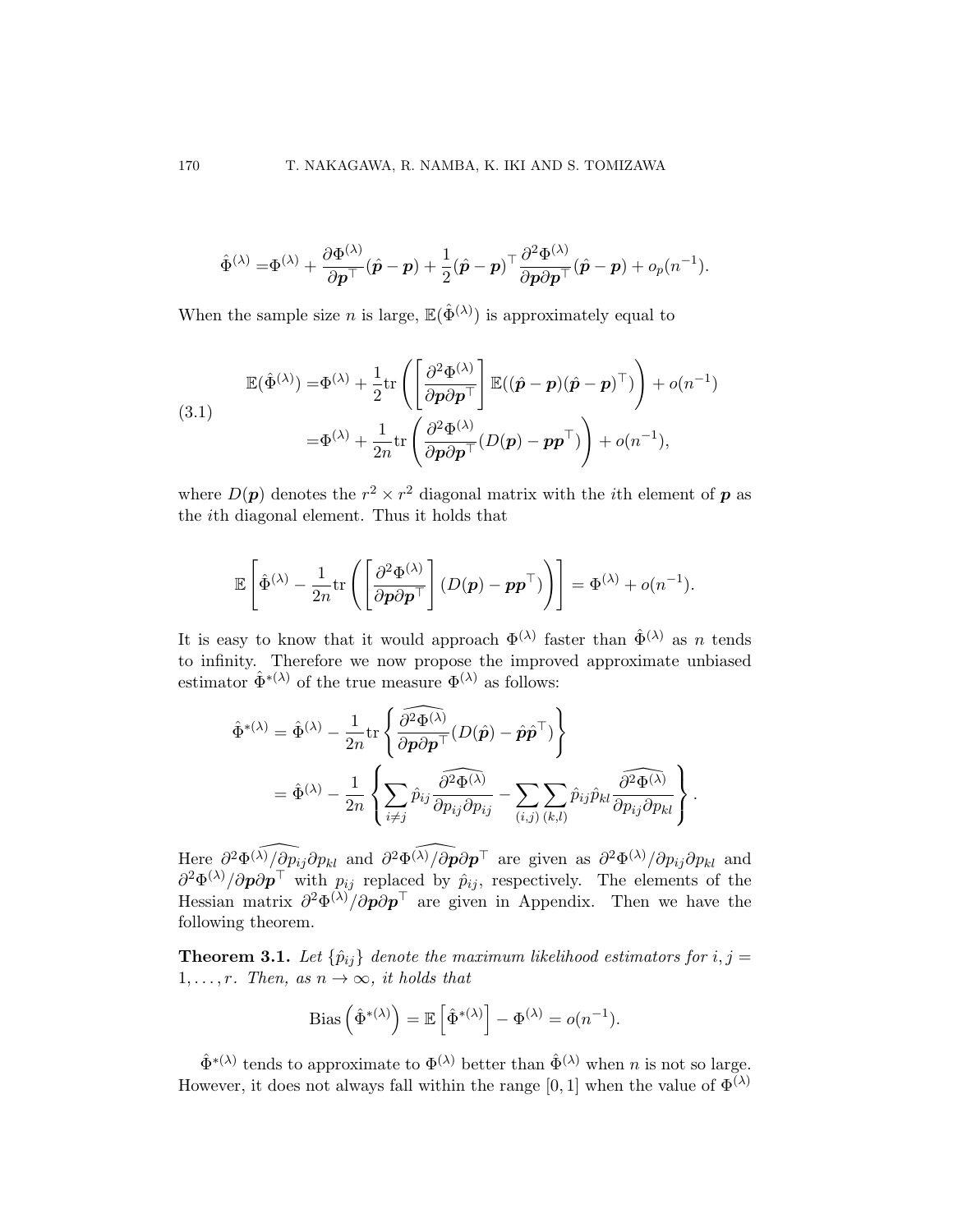$$\hat{\Phi}^{(\lambda)} = \Phi^{(\lambda)} + \frac{\partial \Phi^{(\lambda)}}{\partial \boldsymbol{p}^{\top}}(\hat{\boldsymbol{p}} - \boldsymbol{p}) + \frac{1}{2}(\hat{\boldsymbol{p}} - \boldsymbol{p})^{\top} \frac{\partial^2 \Phi^{(\lambda)}}{\partial \boldsymbol{p} \partial \boldsymbol{p}^{\top}}(\hat{\boldsymbol{p}} - \boldsymbol{p}) + o_p(n^{-1}).$$

When the sample size $n$ is large, $\mathbb{E}(\hat{\Phi}^{(\lambda)})$ is approximately equal to

$$\begin{aligned}
\mathbb{E}(\hat{\Phi}^{(\lambda)}) &= \Phi^{(\lambda)} + \frac{1}{2}\mathrm{tr}\left(\left[\frac{\partial^2 \Phi^{(\lambda)}}{\partial \boldsymbol{p} \partial \boldsymbol{p}^{\top}}\right] \mathbb{E}((\hat{\boldsymbol{p}} - \boldsymbol{p})(\hat{\boldsymbol{p}} - \boldsymbol{p})^{\top})\right) + o(n^{-1}) \\
&= \Phi^{(\lambda)} + \frac{1}{2n}\mathrm{tr}\left(\frac{\partial^2 \Phi^{(\lambda)}}{\partial \boldsymbol{p} \partial \boldsymbol{p}^{\top}}(D(\boldsymbol{p}) - \boldsymbol{p}\boldsymbol{p}^{\top})\right) + o(n^{-1}),
\end{aligned} \tag{3.1}$$

where $D(\boldsymbol{p})$ denotes the $r^2 \times r^2$ diagonal matrix with the $i$th element of $\boldsymbol{p}$ as the $i$th diagonal element. Thus it holds that

$$\mathbb{E}\left[\hat{\Phi}^{(\lambda)} - \frac{1}{2n}\mathrm{tr}\left(\left[\frac{\partial^2 \Phi^{(\lambda)}}{\partial \boldsymbol{p} \partial \boldsymbol{p}^{\top}}\right](D(\boldsymbol{p}) - \boldsymbol{p}\boldsymbol{p}^{\top})\right)\right] = \Phi^{(\lambda)} + o(n^{-1}).$$

It is easy to know that it would approach $\Phi^{(\lambda)}$ faster than $\hat{\Phi}^{(\lambda)}$ as $n$ tends to infinity. Therefore we now propose the improved approximate unbiased estimator $\hat{\Phi}^{*(\lambda)}$ of the true measure $\Phi^{(\lambda)}$ as follows:

$$\begin{aligned}
\hat{\Phi}^{*(\lambda)} &= \hat{\Phi}^{(\lambda)} - \frac{1}{2n}\mathrm{tr}\left\{\widehat{\frac{\partial^2 \Phi^{(\lambda)}}{\partial \boldsymbol{p} \partial \boldsymbol{p}^{\top}}}(D(\hat{\boldsymbol{p}}) - \hat{\boldsymbol{p}}\hat{\boldsymbol{p}}^{\top})\right\} \\
&= \hat{\Phi}^{(\lambda)} - \frac{1}{2n}\left\{\sum_{i \neq j} \hat{p}_{ij} \widehat{\frac{\partial^2 \Phi^{(\lambda)}}{\partial p_{ij} \partial p_{ij}}} - \sum_{(i,j)} \sum_{(k,l)} \hat{p}_{ij}\hat{p}_{kl} \widehat{\frac{\partial^2 \Phi^{(\lambda)}}{\partial p_{ij} \partial p_{kl}}}\right\}.
\end{aligned}$$

Here $\widehat{\partial^2 \Phi^{(\lambda)}/\partial p_{ij} \partial p_{kl}}$ and $\widehat{\partial^2 \Phi^{(\lambda)}/\partial \boldsymbol{p} \partial \boldsymbol{p}^{\top}}$ are given as $\partial^2 \Phi^{(\lambda)}/\partial p_{ij} \partial p_{kl}$ and $\partial^2 \Phi^{(\lambda)}/\partial \boldsymbol{p} \partial \boldsymbol{p}^{\top}$ with $p_{ij}$ replaced by $\hat{p}_{ij}$, respectively. The elements of the Hessian matrix $\partial^2 \Phi^{(\lambda)}/\partial \boldsymbol{p} \partial \boldsymbol{p}^{\top}$ are given in Appendix. Then we have the following theorem.

**Theorem 3.1.** *Let $\{\hat{p}_{ij}\}$ denote the maximum likelihood estimators for $i, j = 1, \ldots, r$. Then, as $n \to \infty$, it holds that*

$$\mathrm{Bias}\left(\hat{\Phi}^{*(\lambda)}\right) = \mathbb{E}\left[\hat{\Phi}^{*(\lambda)}\right] - \Phi^{(\lambda)} = o(n^{-1}).$$

$\hat{\Phi}^{*(\lambda)}$ tends to approximate to $\Phi^{(\lambda)}$ better than $\hat{\Phi}^{(\lambda)}$ when $n$ is not so large. However, it does not always fall within the range $[0, 1]$ when the value of $\Phi^{(\lambda)}$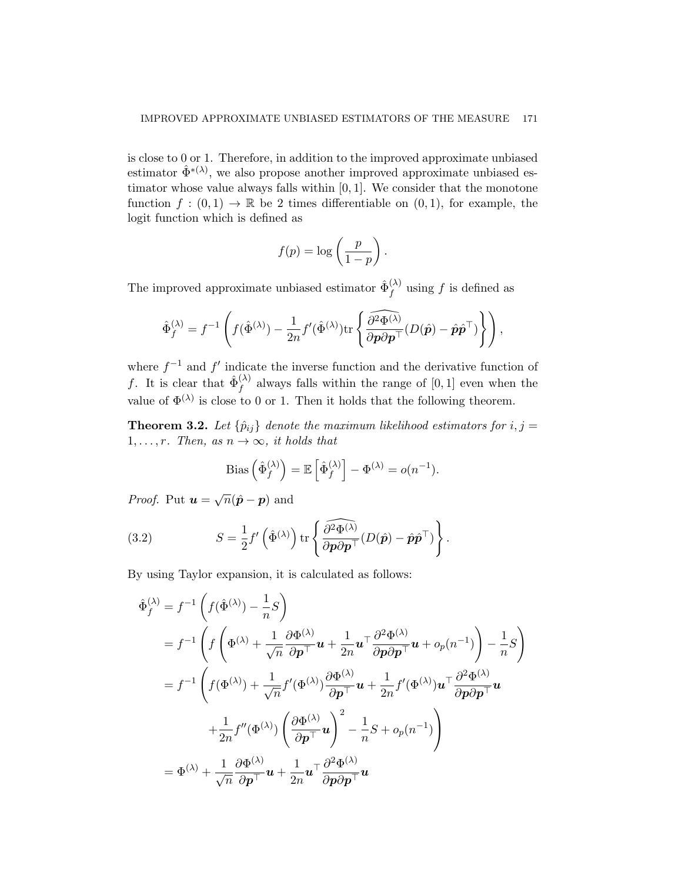is close to 0 or 1. Therefore, in addition to the improved approximate unbiased estimator $\hat{\Phi}^{*(\lambda)}$, we also propose another improved approximate unbiased estimator whose value always falls within $[0, 1]$. We consider that the monotone function $f : (0, 1) \to \mathbb{R}$ be 2 times differentiable on $(0, 1)$, for example, the logit function which is defined as

$$f(p) = \log\left(\frac{p}{1-p}\right).$$

The improved approximate unbiased estimator $\hat{\Phi}_f^{(\lambda)}$ using $f$ is defined as

$$\hat{\Phi}_f^{(\lambda)} = f^{-1}\left(f(\hat{\Phi}^{(\lambda)}) - \frac{1}{2n} f'(\hat{\Phi}^{(\lambda)}) \mathrm{tr}\left\{\widehat{\frac{\partial^2 \Phi^{(\lambda)}}{\partial \boldsymbol{p} \partial \boldsymbol{p}^\top}} (D(\hat{\boldsymbol{p}}) - \hat{\boldsymbol{p}}\hat{\boldsymbol{p}}^\top)\right\}\right),$$

where $f^{-1}$ and $f'$ indicate the inverse function and the derivative function of $f$. It is clear that $\hat{\Phi}_f^{(\lambda)}$ always falls within the range of $[0, 1]$ even when the value of $\Phi^{(\lambda)}$ is close to 0 or 1. Then it holds that the following theorem.

**Theorem 3.2.** *Let $\{\hat{p}_{ij}\}$ denote the maximum likelihood estimators for $i, j = 1, \ldots, r$. Then, as $n \to \infty$, it holds that*

$$\mathrm{Bias}\left(\hat{\Phi}_f^{(\lambda)}\right) = \mathbb{E}\left[\hat{\Phi}_f^{(\lambda)}\right] - \Phi^{(\lambda)} = o(n^{-1}).$$

*Proof.* Put $\boldsymbol{u} = \sqrt{n}(\hat{\boldsymbol{p}} - \boldsymbol{p})$ and

$$S = \frac{1}{2} f'\left(\hat{\Phi}^{(\lambda)}\right) \mathrm{tr}\left\{\widehat{\frac{\partial^2 \Phi^{(\lambda)}}{\partial \boldsymbol{p} \partial \boldsymbol{p}^\top}} (D(\hat{\boldsymbol{p}}) - \hat{\boldsymbol{p}}\hat{\boldsymbol{p}}^\top)\right\}. \tag{3.2}$$

By using Taylor expansion, it is calculated as follows:

$$\begin{aligned}
\hat{\Phi}_f^{(\lambda)} &= f^{-1}\left(f(\hat{\Phi}^{(\lambda)}) - \frac{1}{n} S\right) \\
&= f^{-1}\left(f\left(\Phi^{(\lambda)} + \frac{1}{\sqrt{n}} \frac{\partial \Phi^{(\lambda)}}{\partial \boldsymbol{p}^\top} \boldsymbol{u} + \frac{1}{2n} \boldsymbol{u}^\top \frac{\partial^2 \Phi^{(\lambda)}}{\partial \boldsymbol{p} \partial \boldsymbol{p}^\top} \boldsymbol{u} + o_p(n^{-1})\right) - \frac{1}{n} S\right) \\
&= f^{-1}\Bigg(f(\Phi^{(\lambda)}) + \frac{1}{\sqrt{n}} f'(\Phi^{(\lambda)}) \frac{\partial \Phi^{(\lambda)}}{\partial \boldsymbol{p}^\top} \boldsymbol{u} + \frac{1}{2n} f'(\Phi^{(\lambda)}) \boldsymbol{u}^\top \frac{\partial^2 \Phi^{(\lambda)}}{\partial \boldsymbol{p} \partial \boldsymbol{p}^\top} \boldsymbol{u} \\
&\qquad + \frac{1}{2n} f''(\Phi^{(\lambda)}) \left(\frac{\partial \Phi^{(\lambda)}}{\partial \boldsymbol{p}^\top} \boldsymbol{u}\right)^2 - \frac{1}{n} S + o_p(n^{-1})\Bigg) \\
&= \Phi^{(\lambda)} + \frac{1}{\sqrt{n}} \frac{\partial \Phi^{(\lambda)}}{\partial \boldsymbol{p}^\top} \boldsymbol{u} + \frac{1}{2n} \boldsymbol{u}^\top \frac{\partial^2 \Phi^{(\lambda)}}{\partial \boldsymbol{p} \partial \boldsymbol{p}^\top} \boldsymbol{u}
\end{aligned}$$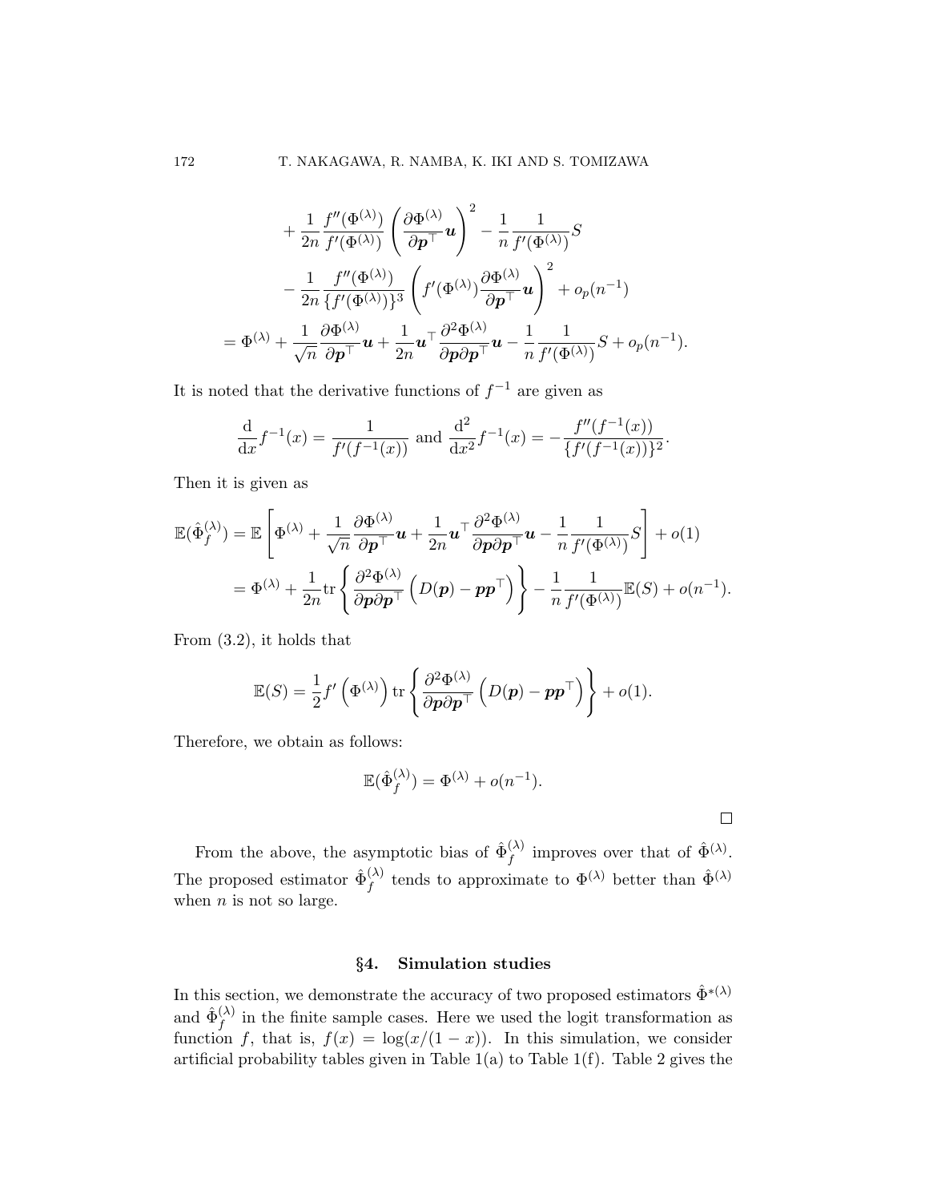$$
\begin{aligned}
&+ \frac{1}{2n}\frac{f''(\Phi^{(\lambda)})}{f'(\Phi^{(\lambda)})}\left(\frac{\partial \Phi^{(\lambda)}}{\partial \boldsymbol{p}^\top}\boldsymbol{u}\right)^2 - \frac{1}{n}\frac{1}{f'(\Phi^{(\lambda)})}S \\
&- \frac{1}{2n}\frac{f''(\Phi^{(\lambda)})}{\{f'(\Phi^{(\lambda)})\}^3}\left(f'(\Phi^{(\lambda)})\frac{\partial \Phi^{(\lambda)}}{\partial \boldsymbol{p}^\top}\boldsymbol{u}\right)^2 + o_p(n^{-1}) \\
= \Phi^{(\lambda)} &+ \frac{1}{\sqrt{n}}\frac{\partial \Phi^{(\lambda)}}{\partial \boldsymbol{p}^\top}\boldsymbol{u} + \frac{1}{2n}\boldsymbol{u}^\top\frac{\partial^2 \Phi^{(\lambda)}}{\partial \boldsymbol{p}\partial \boldsymbol{p}^\top}\boldsymbol{u} - \frac{1}{n}\frac{1}{f'(\Phi^{(\lambda)})}S + o_p(n^{-1}).
\end{aligned}
$$

It is noted that the derivative functions of $f^{-1}$ are given as

$$
\frac{\mathrm{d}}{\mathrm{d}x}f^{-1}(x) = \frac{1}{f'(f^{-1}(x))} \text{ and } \frac{\mathrm{d}^2}{\mathrm{d}x^2}f^{-1}(x) = -\frac{f''(f^{-1}(x))}{\{f'(f^{-1}(x))\}^2}.
$$

Then it is given as

$$
\begin{aligned}
\mathbb{E}(\hat{\Phi}_f^{(\lambda)}) &= \mathbb{E}\left[\Phi^{(\lambda)} + \frac{1}{\sqrt{n}}\frac{\partial \Phi^{(\lambda)}}{\partial \boldsymbol{p}^\top}\boldsymbol{u} + \frac{1}{2n}\boldsymbol{u}^\top\frac{\partial^2 \Phi^{(\lambda)}}{\partial \boldsymbol{p}\partial \boldsymbol{p}^\top}\boldsymbol{u} - \frac{1}{n}\frac{1}{f'(\Phi^{(\lambda)})}S\right] + o(1) \\
&= \Phi^{(\lambda)} + \frac{1}{2n}\mathrm{tr}\left\{\frac{\partial^2 \Phi^{(\lambda)}}{\partial \boldsymbol{p}\partial \boldsymbol{p}^\top}\left(D(\boldsymbol{p}) - \boldsymbol{p}\boldsymbol{p}^\top\right)\right\} - \frac{1}{n}\frac{1}{f'(\Phi^{(\lambda)})}\mathbb{E}(S) + o(n^{-1}).
\end{aligned}
$$

From (3.2), it holds that

$$
\mathbb{E}(S) = \frac{1}{2}f'\left(\Phi^{(\lambda)}\right)\mathrm{tr}\left\{\frac{\partial^2 \Phi^{(\lambda)}}{\partial \boldsymbol{p}\partial \boldsymbol{p}^\top}\left(D(\boldsymbol{p}) - \boldsymbol{p}\boldsymbol{p}^\top\right)\right\} + o(1).
$$

Therefore, we obtain as follows:

$$
\mathbb{E}(\hat{\Phi}_f^{(\lambda)}) = \Phi^{(\lambda)} + o(n^{-1}).
$$

□

From the above, the asymptotic bias of $\hat{\Phi}_f^{(\lambda)}$ improves over that of $\hat{\Phi}^{(\lambda)}$. The proposed estimator $\hat{\Phi}_f^{(\lambda)}$ tends to approximate to $\Phi^{(\lambda)}$ better than $\hat{\Phi}^{(\lambda)}$ when $n$ is not so large.

## §4. Simulation studies

In this section, we demonstrate the accuracy of two proposed estimators $\hat{\Phi}^{*(\lambda)}$ and $\hat{\Phi}_f^{(\lambda)}$ in the finite sample cases. Here we used the logit transformation as function $f$, that is, $f(x) = \log(x/(1-x))$. In this simulation, we consider artificial probability tables given in Table 1(a) to Table 1(f). Table 2 gives the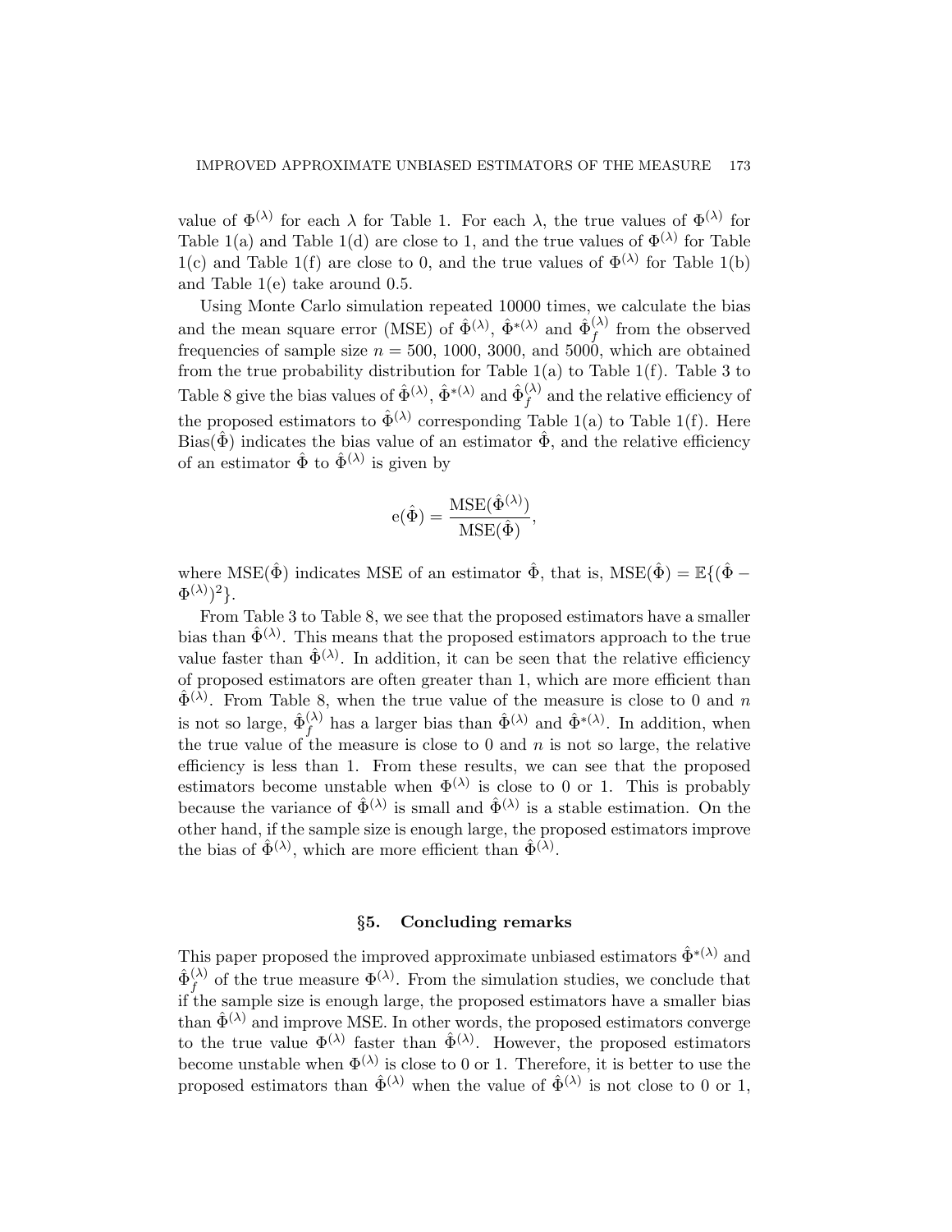value of $\Phi^{(\lambda)}$ for each $\lambda$ for Table 1. For each $\lambda$, the true values of $\Phi^{(\lambda)}$ for Table 1(a) and Table 1(d) are close to 1, and the true values of $\Phi^{(\lambda)}$ for Table 1(c) and Table 1(f) are close to 0, and the true values of $\Phi^{(\lambda)}$ for Table 1(b) and Table 1(e) take around 0.5.

Using Monte Carlo simulation repeated 10000 times, we calculate the bias and the mean square error (MSE) of $\hat{\Phi}^{(\lambda)}$, $\hat{\Phi}^{*(\lambda)}$ and $\hat{\Phi}_f^{(\lambda)}$ from the observed frequencies of sample size $n = 500$, 1000, 3000, and 5000, which are obtained from the true probability distribution for Table 1(a) to Table 1(f). Table 3 to Table 8 give the bias values of $\hat{\Phi}^{(\lambda)}$, $\hat{\Phi}^{*(\lambda)}$ and $\hat{\Phi}_f^{(\lambda)}$ and the relative efficiency of the proposed estimators to $\hat{\Phi}^{(\lambda)}$ corresponding Table 1(a) to Table 1(f). Here $\mathrm{Bias}(\hat{\Phi})$ indicates the bias value of an estimator $\hat{\Phi}$, and the relative efficiency of an estimator $\hat{\Phi}$ to $\hat{\Phi}^{(\lambda)}$ is given by

$$\mathrm{e}(\hat{\Phi}) = \frac{\mathrm{MSE}(\hat{\Phi}^{(\lambda)})}{\mathrm{MSE}(\hat{\Phi})},$$

where $\mathrm{MSE}(\hat{\Phi})$ indicates MSE of an estimator $\hat{\Phi}$, that is, $\mathrm{MSE}(\hat{\Phi}) = \mathbb{E}\{(\hat{\Phi} - \Phi^{(\lambda)})^2\}$.

From Table 3 to Table 8, we see that the proposed estimators have a smaller bias than $\hat{\Phi}^{(\lambda)}$. This means that the proposed estimators approach to the true value faster than $\hat{\Phi}^{(\lambda)}$. In addition, it can be seen that the relative efficiency of proposed estimators are often greater than 1, which are more efficient than $\hat{\Phi}^{(\lambda)}$. From Table 8, when the true value of the measure is close to 0 and $n$ is not so large, $\hat{\Phi}_f^{(\lambda)}$ has a larger bias than $\hat{\Phi}^{(\lambda)}$ and $\hat{\Phi}^{*(\lambda)}$. In addition, when the true value of the measure is close to 0 and $n$ is not so large, the relative efficiency is less than 1. From these results, we can see that the proposed estimators become unstable when $\Phi^{(\lambda)}$ is close to 0 or 1. This is probably because the variance of $\hat{\Phi}^{(\lambda)}$ is small and $\hat{\Phi}^{(\lambda)}$ is a stable estimation. On the other hand, if the sample size is enough large, the proposed estimators improve the bias of $\hat{\Phi}^{(\lambda)}$, which are more efficient than $\hat{\Phi}^{(\lambda)}$.

## §5. Concluding remarks

This paper proposed the improved approximate unbiased estimators $\hat{\Phi}^{*(\lambda)}$ and $\hat{\Phi}_f^{(\lambda)}$ of the true measure $\Phi^{(\lambda)}$. From the simulation studies, we conclude that if the sample size is enough large, the proposed estimators have a smaller bias than $\hat{\Phi}^{(\lambda)}$ and improve MSE. In other words, the proposed estimators converge to the true value $\Phi^{(\lambda)}$ faster than $\hat{\Phi}^{(\lambda)}$. However, the proposed estimators become unstable when $\Phi^{(\lambda)}$ is close to 0 or 1. Therefore, it is better to use the proposed estimators than $\hat{\Phi}^{(\lambda)}$ when the value of $\hat{\Phi}^{(\lambda)}$ is not close to 0 or 1,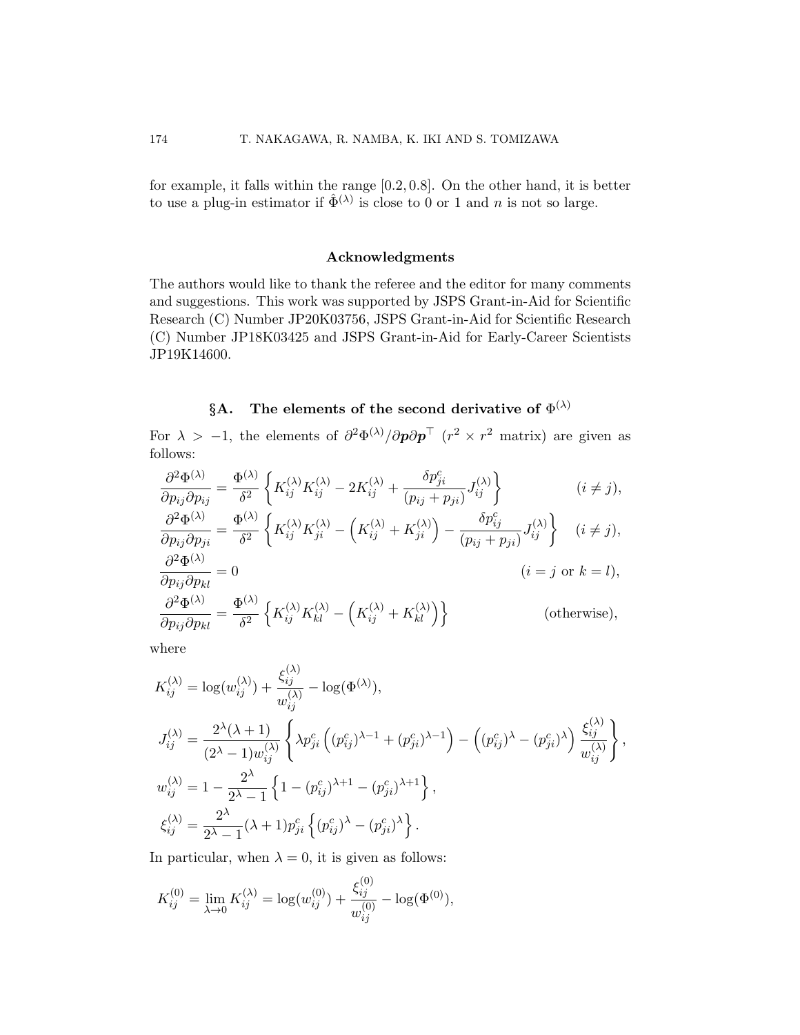for example, it falls within the range $[0.2, 0.8]$. On the other hand, it is better to use a plug-in estimator if $\hat{\Phi}^{(\lambda)}$ is close to 0 or 1 and $n$ is not so large.

### Acknowledgments

The authors would like to thank the referee and the editor for many comments and suggestions. This work was supported by JSPS Grant-in-Aid for Scientific Research (C) Number JP20K03756, JSPS Grant-in-Aid for Scientific Research (C) Number JP18K03425 and JSPS Grant-in-Aid for Early-Career Scientists JP19K14600.

## §A. The elements of the second derivative of $\Phi^{(\lambda)}$

For $\lambda > -1$, the elements of $\partial^2 \Phi^{(\lambda)} / \partial \boldsymbol{p} \partial \boldsymbol{p}^\top$ ($r^2 \times r^2$ matrix) are given as follows:

$$
\begin{aligned}
\frac{\partial^2 \Phi^{(\lambda)}}{\partial p_{ij} \partial p_{ij}} &= \frac{\Phi^{(\lambda)}}{\delta^2} \left\{ K_{ij}^{(\lambda)} K_{ij}^{(\lambda)} - 2K_{ij}^{(\lambda)} + \frac{\delta p_{ji}^c}{(p_{ij} + p_{ji})} J_{ij}^{(\lambda)} \right\} \qquad (i \neq j), \\
\frac{\partial^2 \Phi^{(\lambda)}}{\partial p_{ij} \partial p_{ji}} &= \frac{\Phi^{(\lambda)}}{\delta^2} \left\{ K_{ij}^{(\lambda)} K_{ji}^{(\lambda)} - \left( K_{ij}^{(\lambda)} + K_{ji}^{(\lambda)} \right) - \frac{\delta p_{ij}^c}{(p_{ij} + p_{ji})} J_{ij}^{(\lambda)} \right\} \quad (i \neq j), \\
\frac{\partial^2 \Phi^{(\lambda)}}{\partial p_{ij} \partial p_{kl}} &= 0 \qquad (i = j \text{ or } k = l), \\
\frac{\partial^2 \Phi^{(\lambda)}}{\partial p_{ij} \partial p_{kl}} &= \frac{\Phi^{(\lambda)}}{\delta^2} \left\{ K_{ij}^{(\lambda)} K_{kl}^{(\lambda)} - \left( K_{ij}^{(\lambda)} + K_{kl}^{(\lambda)} \right) \right\} \qquad (\text{otherwise}),
\end{aligned}
$$

where

$$
\begin{aligned}
K_{ij}^{(\lambda)} &= \log(w_{ij}^{(\lambda)}) + \frac{\xi_{ij}^{(\lambda)}}{w_{ij}^{(\lambda)}} - \log(\Phi^{(\lambda)}), \\
J_{ij}^{(\lambda)} &= \frac{2^\lambda (\lambda + 1)}{(2^\lambda - 1) w_{ij}^{(\lambda)}} \left\{ \lambda p_{ji}^c \left( (p_{ij}^c)^{\lambda - 1} + (p_{ji}^c)^{\lambda - 1} \right) - \left( (p_{ij}^c)^\lambda - (p_{ji}^c)^\lambda \right) \frac{\xi_{ij}^{(\lambda)}}{w_{ij}^{(\lambda)}} \right\}, \\
w_{ij}^{(\lambda)} &= 1 - \frac{2^\lambda}{2^\lambda - 1} \left\{ 1 - (p_{ij}^c)^{\lambda + 1} - (p_{ji}^c)^{\lambda + 1} \right\}, \\
\xi_{ij}^{(\lambda)} &= \frac{2^\lambda}{2^\lambda - 1} (\lambda + 1) p_{ji}^c \left\{ (p_{ij}^c)^\lambda - (p_{ji}^c)^\lambda \right\}.
\end{aligned}
$$

In particular, when $\lambda = 0$, it is given as follows:

$$
K_{ij}^{(0)} = \lim_{\lambda \to 0} K_{ij}^{(\lambda)} = \log(w_{ij}^{(0)}) + \frac{\xi_{ij}^{(0)}}{w_{ij}^{(0)}} - \log(\Phi^{(0)}),
$$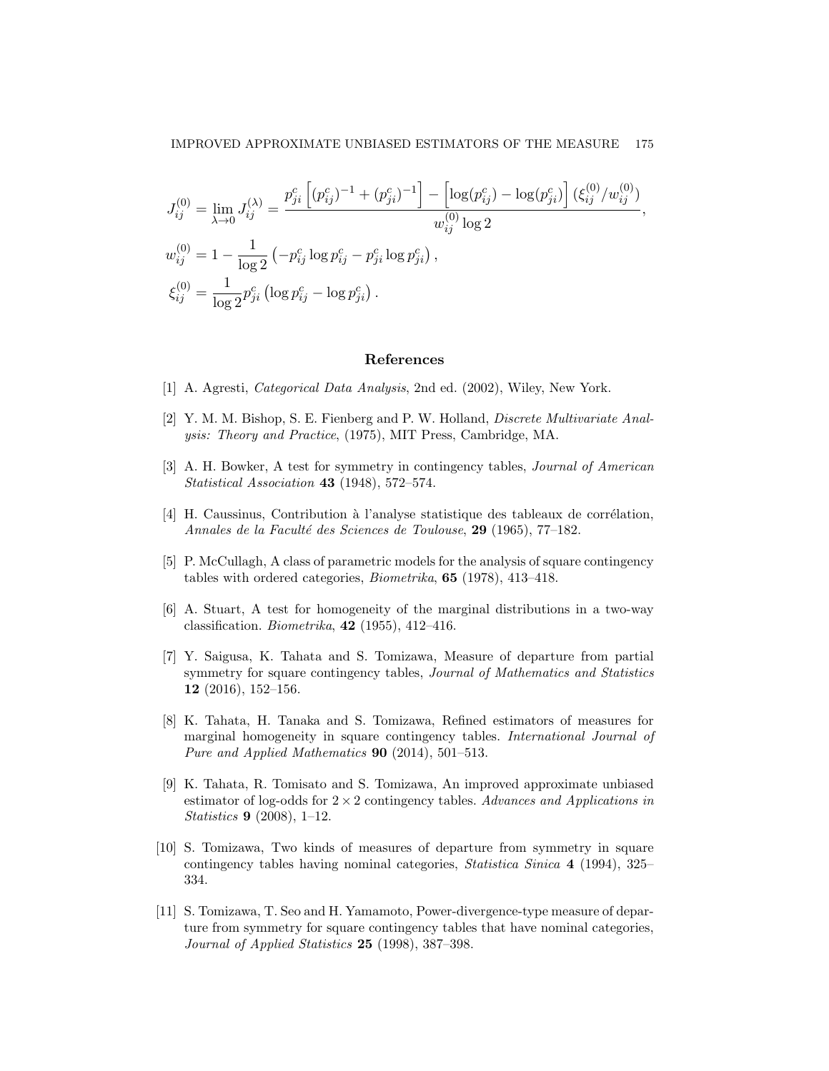$$J_{ij}^{(0)} = \lim_{\lambda \to 0} J_{ij}^{(\lambda)} = \frac{p_{ji}^c \left[ (p_{ij}^c)^{-1} + (p_{ji}^c)^{-1} \right] - \left[ \log(p_{ij}^c) - \log(p_{ji}^c) \right] (\xi_{ij}^{(0)} / w_{ij}^{(0)})}{w_{ij}^{(0)} \log 2},$$

$$w_{ij}^{(0)} = 1 - \frac{1}{\log 2} \left( -p_{ij}^c \log p_{ij}^c - p_{ji}^c \log p_{ji}^c \right),$$

$$\xi_{ij}^{(0)} = \frac{1}{\log 2} p_{ji}^c \left( \log p_{ij}^c - \log p_{ji}^c \right).$$

## References

[1] A. Agresti, *Categorical Data Analysis*, 2nd ed. (2002), Wiley, New York.

[2] Y. M. M. Bishop, S. E. Fienberg and P. W. Holland, *Discrete Multivariate Analysis: Theory and Practice*, (1975), MIT Press, Cambridge, MA.

[3] A. H. Bowker, A test for symmetry in contingency tables, *Journal of American Statistical Association* **43** (1948), 572–574.

[4] H. Caussinus, Contribution à l'analyse statistique des tableaux de corrélation, *Annales de la Faculté des Sciences de Toulouse*, **29** (1965), 77–182.

[5] P. McCullagh, A class of parametric models for the analysis of square contingency tables with ordered categories, *Biometrika*, **65** (1978), 413–418.

[6] A. Stuart, A test for homogeneity of the marginal distributions in a two-way classification. *Biometrika*, **42** (1955), 412–416.

[7] Y. Saigusa, K. Tahata and S. Tomizawa, Measure of departure from partial symmetry for square contingency tables, *Journal of Mathematics and Statistics* **12** (2016), 152–156.

[8] K. Tahata, H. Tanaka and S. Tomizawa, Refined estimators of measures for marginal homogeneity in square contingency tables. *International Journal of Pure and Applied Mathematics* **90** (2014), 501–513.

[9] K. Tahata, R. Tomisato and S. Tomizawa, An improved approximate unbiased estimator of log-odds for $2 \times 2$ contingency tables. *Advances and Applications in Statistics* **9** (2008), 1–12.

[10] S. Tomizawa, Two kinds of measures of departure from symmetry in square contingency tables having nominal categories, *Statistica Sinica* **4** (1994), 325–334.

[11] S. Tomizawa, T. Seo and H. Yamamoto, Power-divergence-type measure of departure from symmetry for square contingency tables that have nominal categories, *Journal of Applied Statistics* **25** (1998), 387–398.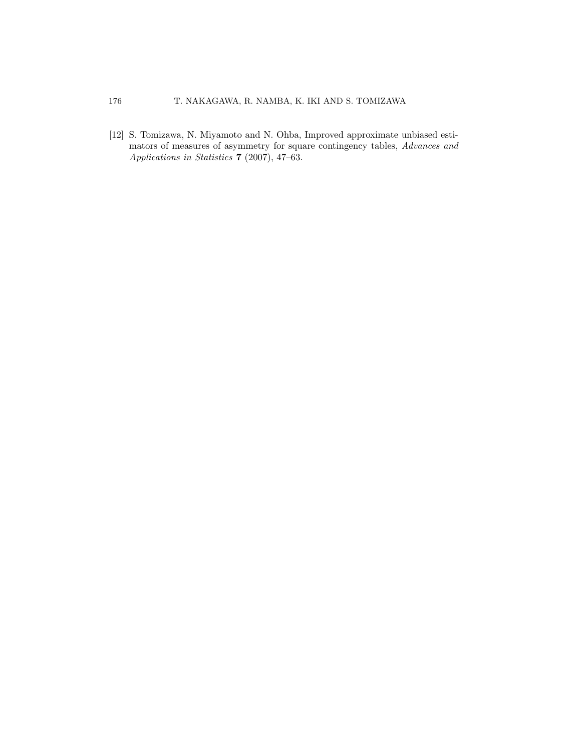[12] S. Tomizawa, N. Miyamoto and N. Ohba, Improved approximate unbiased estimators of measures of asymmetry for square contingency tables, *Advances and Applications in Statistics* **7** (2007), 47–63.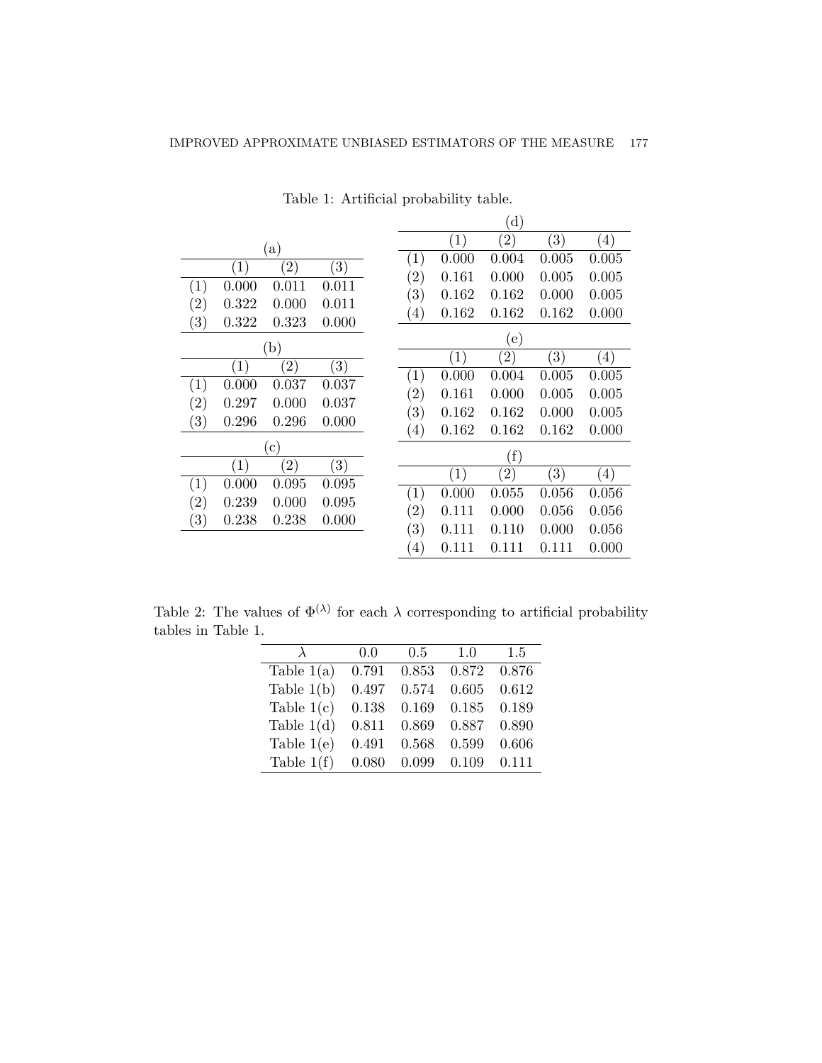Table 1: Artificial probability table.

(a)

| | (1) | (2) | (3) |
|---|---|---|---|
| (1) | 0.000 | 0.011 | 0.011 |
| (2) | 0.322 | 0.000 | 0.011 |
| (3) | 0.322 | 0.323 | 0.000 |

(b)

| | (1) | (2) | (3) |
|---|---|---|---|
| (1) | 0.000 | 0.037 | 0.037 |
| (2) | 0.297 | 0.000 | 0.037 |
| (3) | 0.296 | 0.296 | 0.000 |

(c)

| | (1) | (2) | (3) |
|---|---|---|---|
| (1) | 0.000 | 0.095 | 0.095 |
| (2) | 0.239 | 0.000 | 0.095 |
| (3) | 0.238 | 0.238 | 0.000 |

(d)

| | (1) | (2) | (3) | (4) |
|---|---|---|---|---|
| (1) | 0.000 | 0.004 | 0.005 | 0.005 |
| (2) | 0.161 | 0.000 | 0.005 | 0.005 |
| (3) | 0.162 | 0.162 | 0.000 | 0.005 |
| (4) | 0.162 | 0.162 | 0.162 | 0.000 |

(e)

| | (1) | (2) | (3) | (4) |
|---|---|---|---|---|
| (1) | 0.000 | 0.004 | 0.005 | 0.005 |
| (2) | 0.161 | 0.000 | 0.005 | 0.005 |
| (3) | 0.162 | 0.162 | 0.000 | 0.005 |
| (4) | 0.162 | 0.162 | 0.162 | 0.000 |

(f)

| | (1) | (2) | (3) | (4) |
|---|---|---|---|---|
| (1) | 0.000 | 0.055 | 0.056 | 0.056 |
| (2) | 0.111 | 0.000 | 0.056 | 0.056 |
| (3) | 0.111 | 0.110 | 0.000 | 0.056 |
| (4) | 0.111 | 0.111 | 0.111 | 0.000 |

Table 2: The values of $\Phi^{(\lambda)}$ for each $\lambda$ corresponding to artificial probability tables in Table 1.

| $\lambda$ | 0.0 | 0.5 | 1.0 | 1.5 |
|---|---|---|---|---|
| Table 1(a) | 0.791 | 0.853 | 0.872 | 0.876 |
| Table 1(b) | 0.497 | 0.574 | 0.605 | 0.612 |
| Table 1(c) | 0.138 | 0.169 | 0.185 | 0.189 |
| Table 1(d) | 0.811 | 0.869 | 0.887 | 0.890 |
| Table 1(e) | 0.491 | 0.568 | 0.599 | 0.606 |
| Table 1(f) | 0.080 | 0.099 | 0.109 | 0.111 |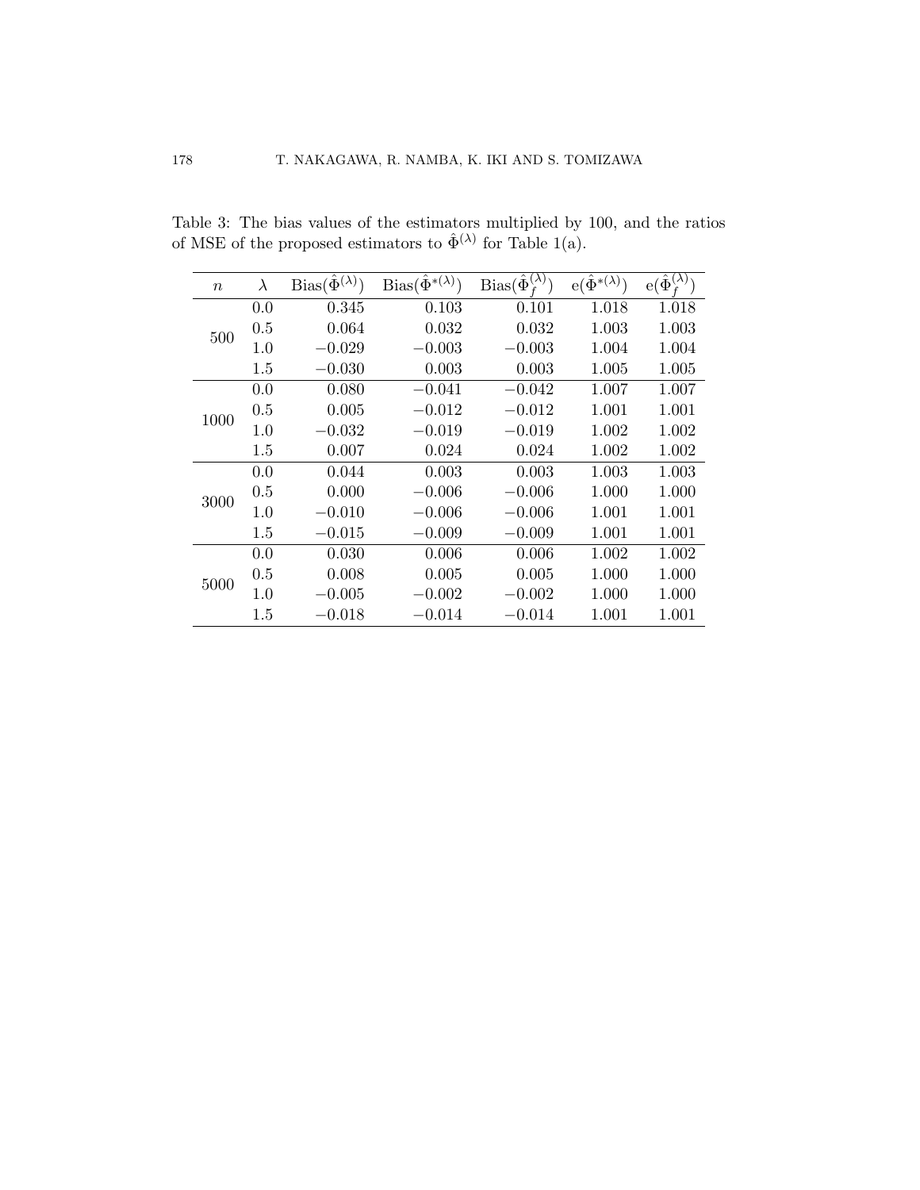Table 3: The bias values of the estimators multiplied by 100, and the ratios of MSE of the proposed estimators to $\hat{\Phi}^{(\lambda)}$ for Table 1(a).

| $n$ | $\lambda$ | Bias($\hat{\Phi}^{(\lambda)}$) | Bias($\hat{\Phi}^{*(\lambda)}$) | Bias($\hat{\Phi}_f^{(\lambda)}$) | e($\hat{\Phi}^{*(\lambda)}$) | e($\hat{\Phi}_f^{(\lambda)}$) |
|---|---|---|---|---|---|---|
| 500 | 0.0 | 0.345 | 0.103 | 0.101 | 1.018 | 1.018 |
| | 0.5 | 0.064 | 0.032 | 0.032 | 1.003 | 1.003 |
| | 1.0 | −0.029 | −0.003 | −0.003 | 1.004 | 1.004 |
| | 1.5 | −0.030 | 0.003 | 0.003 | 1.005 | 1.005 |
| 1000 | 0.0 | 0.080 | −0.041 | −0.042 | 1.007 | 1.007 |
| | 0.5 | 0.005 | −0.012 | −0.012 | 1.001 | 1.001 |
| | 1.0 | −0.032 | −0.019 | −0.019 | 1.002 | 1.002 |
| | 1.5 | 0.007 | 0.024 | 0.024 | 1.002 | 1.002 |
| 3000 | 0.0 | 0.044 | 0.003 | 0.003 | 1.003 | 1.003 |
| | 0.5 | 0.000 | −0.006 | −0.006 | 1.000 | 1.000 |
| | 1.0 | −0.010 | −0.006 | −0.006 | 1.001 | 1.001 |
| | 1.5 | −0.015 | −0.009 | −0.009 | 1.001 | 1.001 |
| 5000 | 0.0 | 0.030 | 0.006 | 0.006 | 1.002 | 1.002 |
| | 0.5 | 0.008 | 0.005 | 0.005 | 1.000 | 1.000 |
| | 1.0 | −0.005 | −0.002 | −0.002 | 1.000 | 1.000 |
| | 1.5 | −0.018 | −0.014 | −0.014 | 1.001 | 1.001 |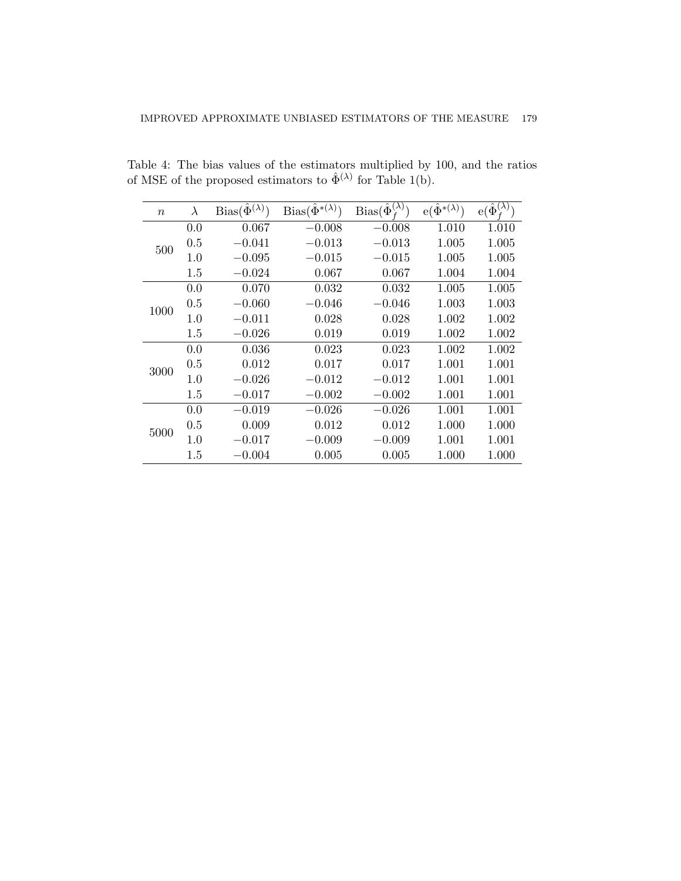Table 4: The bias values of the estimators multiplied by 100, and the ratios of MSE of the proposed estimators to $\hat{\Phi}^{(\lambda)}$ for Table 1(b).

| $n$ | $\lambda$ | $\text{Bias}(\hat{\Phi}^{(\lambda)})$ | $\text{Bias}(\hat{\Phi}^{*(\lambda)})$ | $\text{Bias}(\hat{\Phi}_f^{(\lambda)})$ | $\text{e}(\hat{\Phi}^{*(\lambda)})$ | $\text{e}(\hat{\Phi}_f^{(\lambda)})$ |
|---|---|---|---|---|---|---|
| 500 | 0.0 | 0.067 | $-0.008$ | $-0.008$ | 1.010 | 1.010 |
| | 0.5 | $-0.041$ | $-0.013$ | $-0.013$ | 1.005 | 1.005 |
| | 1.0 | $-0.095$ | $-0.015$ | $-0.015$ | 1.005 | 1.005 |
| | 1.5 | $-0.024$ | 0.067 | 0.067 | 1.004 | 1.004 |
| 1000 | 0.0 | 0.070 | 0.032 | 0.032 | 1.005 | 1.005 |
| | 0.5 | $-0.060$ | $-0.046$ | $-0.046$ | 1.003 | 1.003 |
| | 1.0 | $-0.011$ | 0.028 | 0.028 | 1.002 | 1.002 |
| | 1.5 | $-0.026$ | 0.019 | 0.019 | 1.002 | 1.002 |
| 3000 | 0.0 | 0.036 | 0.023 | 0.023 | 1.002 | 1.002 |
| | 0.5 | 0.012 | 0.017 | 0.017 | 1.001 | 1.001 |
| | 1.0 | $-0.026$ | $-0.012$ | $-0.012$ | 1.001 | 1.001 |
| | 1.5 | $-0.017$ | $-0.002$ | $-0.002$ | 1.001 | 1.001 |
| 5000 | 0.0 | $-0.019$ | $-0.026$ | $-0.026$ | 1.001 | 1.001 |
| | 0.5 | 0.009 | 0.012 | 0.012 | 1.000 | 1.000 |
| | 1.0 | $-0.017$ | $-0.009$ | $-0.009$ | 1.001 | 1.001 |
| | 1.5 | $-0.004$ | 0.005 | 0.005 | 1.000 | 1.000 |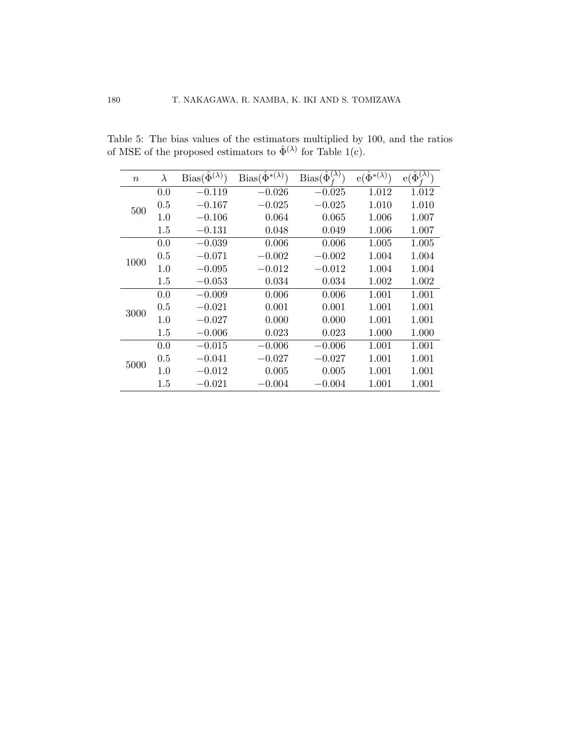Table 5: The bias values of the estimators multiplied by 100, and the ratios of MSE of the proposed estimators to $\hat{\Phi}^{(\lambda)}$ for Table 1(c).

| $n$ | $\lambda$ | $\mathrm{Bias}(\hat{\Phi}^{(\lambda)})$ | $\mathrm{Bias}(\hat{\Phi}^{*(\lambda)})$ | $\mathrm{Bias}(\hat{\Phi}_f^{(\lambda)})$ | $\mathrm{e}(\hat{\Phi}^{*(\lambda)})$ | $\mathrm{e}(\hat{\Phi}_f^{(\lambda)})$ |
|---|---|---|---|---|---|---|
| 500 | 0.0 | $-0.119$ | $-0.026$ | $-0.025$ | 1.012 | 1.012 |
| | 0.5 | $-0.167$ | $-0.025$ | $-0.025$ | 1.010 | 1.010 |
| | 1.0 | $-0.106$ | 0.064 | 0.065 | 1.006 | 1.007 |
| | 1.5 | $-0.131$ | 0.048 | 0.049 | 1.006 | 1.007 |
| 1000 | 0.0 | $-0.039$ | 0.006 | 0.006 | 1.005 | 1.005 |
| | 0.5 | $-0.071$ | $-0.002$ | $-0.002$ | 1.004 | 1.004 |
| | 1.0 | $-0.095$ | $-0.012$ | $-0.012$ | 1.004 | 1.004 |
| | 1.5 | $-0.053$ | 0.034 | 0.034 | 1.002 | 1.002 |
| 3000 | 0.0 | $-0.009$ | 0.006 | 0.006 | 1.001 | 1.001 |
| | 0.5 | $-0.021$ | 0.001 | 0.001 | 1.001 | 1.001 |
| | 1.0 | $-0.027$ | 0.000 | 0.000 | 1.001 | 1.001 |
| | 1.5 | $-0.006$ | 0.023 | 0.023 | 1.000 | 1.000 |
| 5000 | 0.0 | $-0.015$ | $-0.006$ | $-0.006$ | 1.001 | 1.001 |
| | 0.5 | $-0.041$ | $-0.027$ | $-0.027$ | 1.001 | 1.001 |
| | 1.0 | $-0.012$ | 0.005 | 0.005 | 1.001 | 1.001 |
| | 1.5 | $-0.021$ | $-0.004$ | $-0.004$ | 1.001 | 1.001 |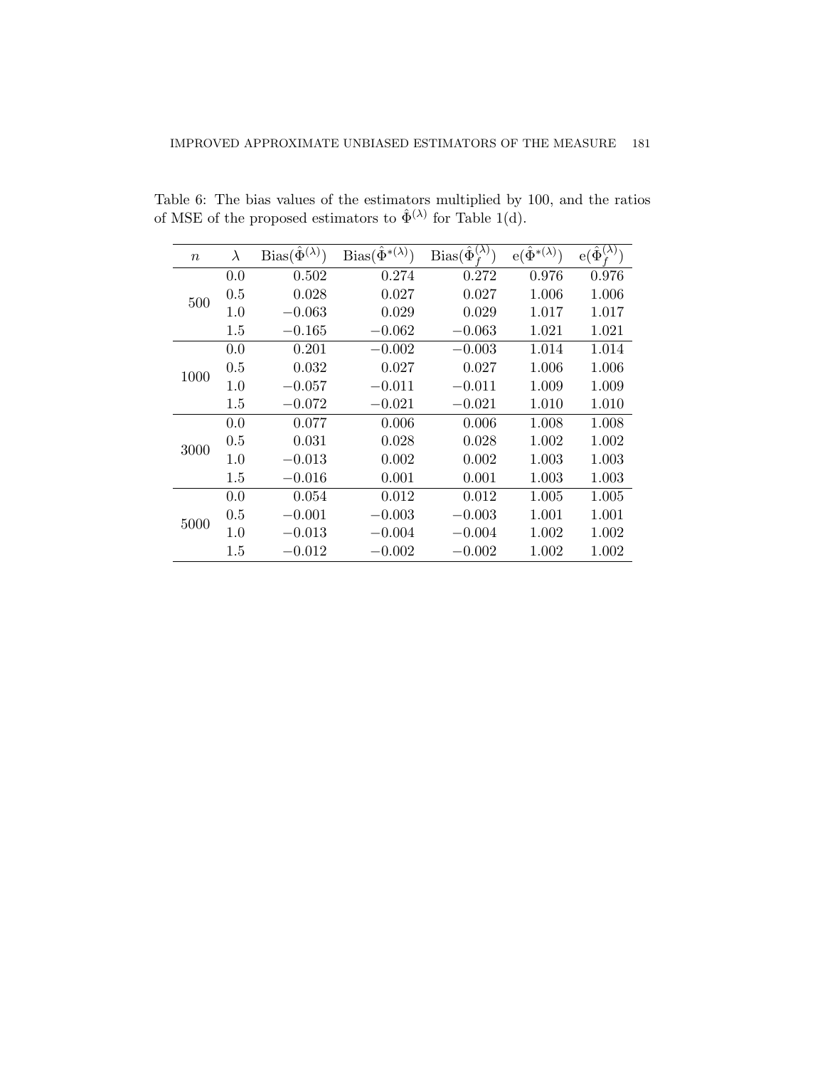Table 6: The bias values of the estimators multiplied by 100, and the ratios of MSE of the proposed estimators to $\hat{\Phi}^{(\lambda)}$ for Table 1(d).

| $n$ | $\lambda$ | $\text{Bias}(\hat{\Phi}^{(\lambda)})$ | $\text{Bias}(\hat{\Phi}^{*(\lambda)})$ | $\text{Bias}(\hat{\Phi}_f^{(\lambda)})$ | $\text{e}(\hat{\Phi}^{*(\lambda)})$ | $\text{e}(\hat{\Phi}_f^{(\lambda)})$ |
|---|---|---|---|---|---|---|
| 500 | 0.0 | 0.502 | 0.274 | 0.272 | 0.976 | 0.976 |
| | 0.5 | 0.028 | 0.027 | 0.027 | 1.006 | 1.006 |
| | 1.0 | $-0.063$ | 0.029 | 0.029 | 1.017 | 1.017 |
| | 1.5 | $-0.165$ | $-0.062$ | $-0.063$ | 1.021 | 1.021 |
| 1000 | 0.0 | 0.201 | $-0.002$ | $-0.003$ | 1.014 | 1.014 |
| | 0.5 | 0.032 | 0.027 | 0.027 | 1.006 | 1.006 |
| | 1.0 | $-0.057$ | $-0.011$ | $-0.011$ | 1.009 | 1.009 |
| | 1.5 | $-0.072$ | $-0.021$ | $-0.021$ | 1.010 | 1.010 |
| 3000 | 0.0 | 0.077 | 0.006 | 0.006 | 1.008 | 1.008 |
| | 0.5 | 0.031 | 0.028 | 0.028 | 1.002 | 1.002 |
| | 1.0 | $-0.013$ | 0.002 | 0.002 | 1.003 | 1.003 |
| | 1.5 | $-0.016$ | 0.001 | 0.001 | 1.003 | 1.003 |
| 5000 | 0.0 | 0.054 | 0.012 | 0.012 | 1.005 | 1.005 |
| | 0.5 | $-0.001$ | $-0.003$ | $-0.003$ | 1.001 | 1.001 |
| | 1.0 | $-0.013$ | $-0.004$ | $-0.004$ | 1.002 | 1.002 |
| | 1.5 | $-0.012$ | $-0.002$ | $-0.002$ | 1.002 | 1.002 |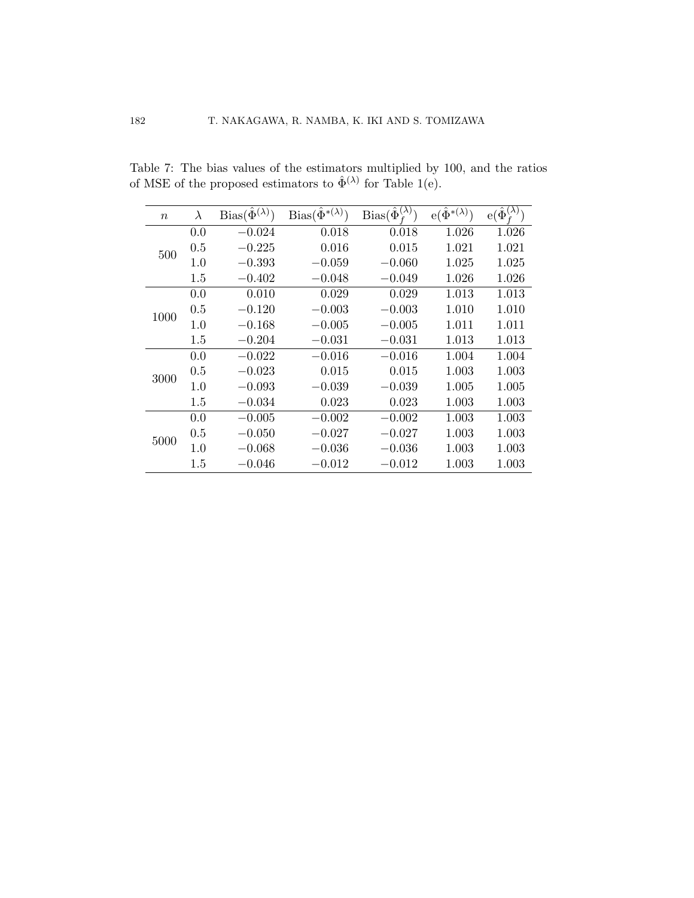Table 7: The bias values of the estimators multiplied by 100, and the ratios of MSE of the proposed estimators to $\hat{\Phi}^{(\lambda)}$ for Table 1(e).

| $n$ | $\lambda$ | $\mathrm{Bias}(\hat{\Phi}^{(\lambda)})$ | $\mathrm{Bias}(\hat{\Phi}^{*(\lambda)})$ | $\mathrm{Bias}(\hat{\Phi}_f^{(\lambda)})$ | $\mathrm{e}(\hat{\Phi}^{*(\lambda)})$ | $\mathrm{e}(\hat{\Phi}_f^{(\lambda)})$ |
|---|---|---|---|---|---|---|
| 500 | 0.0 | $-0.024$ | 0.018 | 0.018 | 1.026 | 1.026 |
| | 0.5 | $-0.225$ | 0.016 | 0.015 | 1.021 | 1.021 |
| | 1.0 | $-0.393$ | $-0.059$ | $-0.060$ | 1.025 | 1.025 |
| | 1.5 | $-0.402$ | $-0.048$ | $-0.049$ | 1.026 | 1.026 |
| 1000 | 0.0 | 0.010 | 0.029 | 0.029 | 1.013 | 1.013 |
| | 0.5 | $-0.120$ | $-0.003$ | $-0.003$ | 1.010 | 1.010 |
| | 1.0 | $-0.168$ | $-0.005$ | $-0.005$ | 1.011 | 1.011 |
| | 1.5 | $-0.204$ | $-0.031$ | $-0.031$ | 1.013 | 1.013 |
| 3000 | 0.0 | $-0.022$ | $-0.016$ | $-0.016$ | 1.004 | 1.004 |
| | 0.5 | $-0.023$ | 0.015 | 0.015 | 1.003 | 1.003 |
| | 1.0 | $-0.093$ | $-0.039$ | $-0.039$ | 1.005 | 1.005 |
| | 1.5 | $-0.034$ | 0.023 | 0.023 | 1.003 | 1.003 |
| 5000 | 0.0 | $-0.005$ | $-0.002$ | $-0.002$ | 1.003 | 1.003 |
| | 0.5 | $-0.050$ | $-0.027$ | $-0.027$ | 1.003 | 1.003 |
| | 1.0 | $-0.068$ | $-0.036$ | $-0.036$ | 1.003 | 1.003 |
| | 1.5 | $-0.046$ | $-0.012$ | $-0.012$ | 1.003 | 1.003 |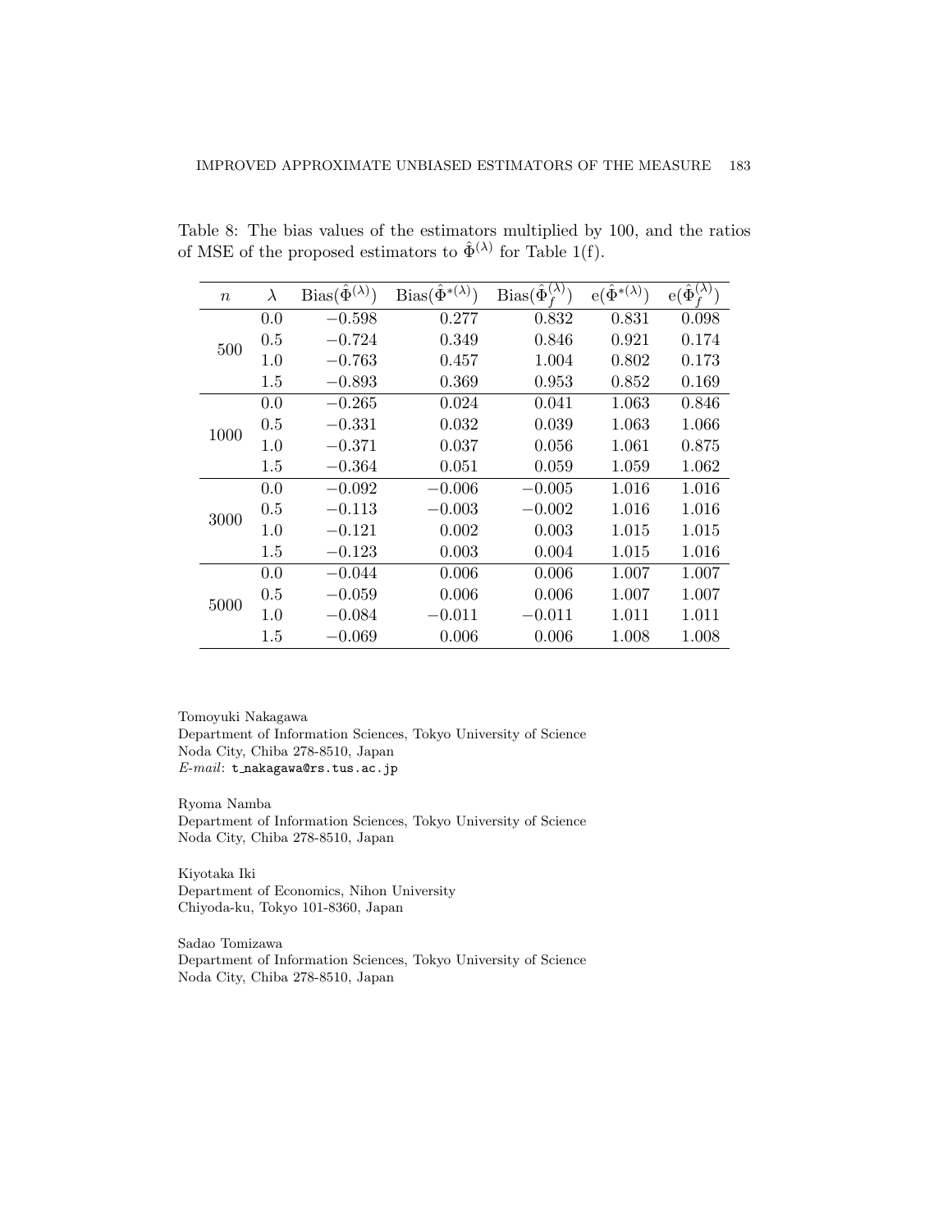Table 8: The bias values of the estimators multiplied by 100, and the ratios of MSE of the proposed estimators to $\hat{\Phi}^{(\lambda)}$ for Table 1(f).

| $n$ | $\lambda$ | $\text{Bias}(\hat{\Phi}^{(\lambda)})$ | $\text{Bias}(\hat{\Phi}^{*(\lambda)})$ | $\text{Bias}(\hat{\Phi}_f^{(\lambda)})$ | $\text{e}(\hat{\Phi}^{*(\lambda)})$ | $\text{e}(\hat{\Phi}_f^{(\lambda)})$ |
|---|---|---|---|---|---|---|
| 500 | 0.0 | $-0.598$ | 0.277 | 0.832 | 0.831 | 0.098 |
| | 0.5 | $-0.724$ | 0.349 | 0.846 | 0.921 | 0.174 |
| | 1.0 | $-0.763$ | 0.457 | 1.004 | 0.802 | 0.173 |
| | 1.5 | $-0.893$ | 0.369 | 0.953 | 0.852 | 0.169 |
| 1000 | 0.0 | $-0.265$ | 0.024 | 0.041 | 1.063 | 0.846 |
| | 0.5 | $-0.331$ | 0.032 | 0.039 | 1.063 | 1.066 |
| | 1.0 | $-0.371$ | 0.037 | 0.056 | 1.061 | 0.875 |
| | 1.5 | $-0.364$ | 0.051 | 0.059 | 1.059 | 1.062 |
| 3000 | 0.0 | $-0.092$ | $-0.006$ | $-0.005$ | 1.016 | 1.016 |
| | 0.5 | $-0.113$ | $-0.003$ | $-0.002$ | 1.016 | 1.016 |
| | 1.0 | $-0.121$ | 0.002 | 0.003 | 1.015 | 1.015 |
| | 1.5 | $-0.123$ | 0.003 | 0.004 | 1.015 | 1.016 |
| 5000 | 0.0 | $-0.044$ | 0.006 | 0.006 | 1.007 | 1.007 |
| | 0.5 | $-0.059$ | 0.006 | 0.006 | 1.007 | 1.007 |
| | 1.0 | $-0.084$ | $-0.011$ | $-0.011$ | 1.011 | 1.011 |
| | 1.5 | $-0.069$ | 0.006 | 0.006 | 1.008 | 1.008 |

Tomoyuki Nakagawa
Department of Information Sciences, Tokyo University of Science
Noda City, Chiba 278-8510, Japan
*E-mail*: `t_nakagawa@rs.tus.ac.jp`

Ryoma Namba
Department of Information Sciences, Tokyo University of Science
Noda City, Chiba 278-8510, Japan

Kiyotaka Iki
Department of Economics, Nihon University
Chiyoda-ku, Tokyo 101-8360, Japan

Sadao Tomizawa
Department of Information Sciences, Tokyo University of Science
Noda City, Chiba 278-8510, Japan